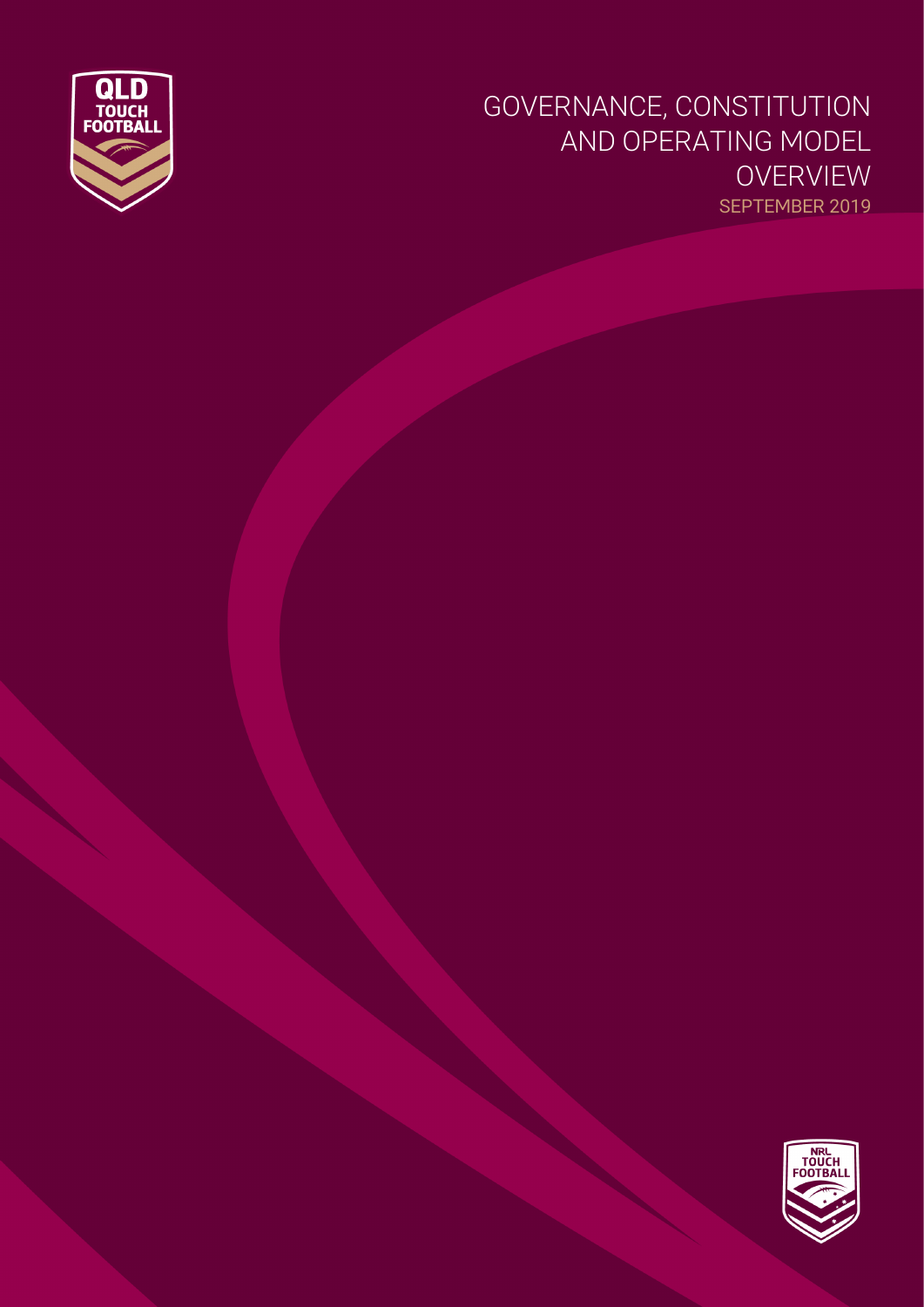# GOVERNANCE, CONSTITUTION AND OPERATING MODEL OVERVIEW

SEPTEMBER 2019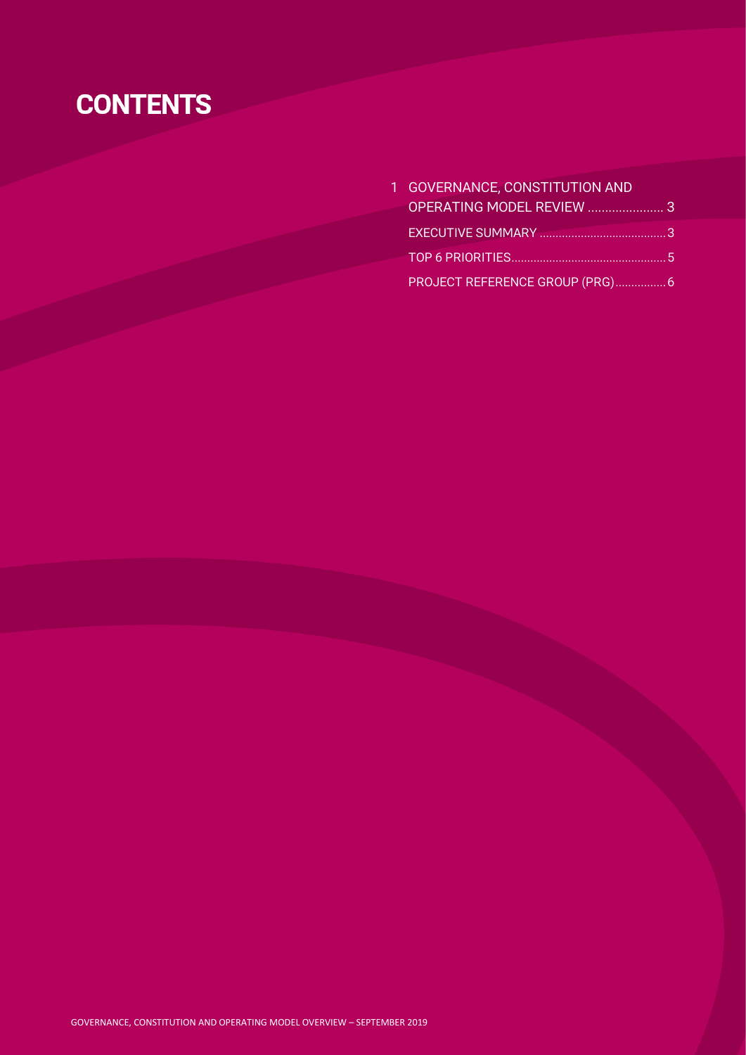# CONTENTS

1 GOVERNANCE, CONSTITUTION AND OPERATING MODEL REVIEW ...................... 3

EXECUTIVE SUMMARY ....................................... 3

TOP 6 PRIORITIES................................................ 5

PROJECT REFERENCE GROUP (PRG)................ 6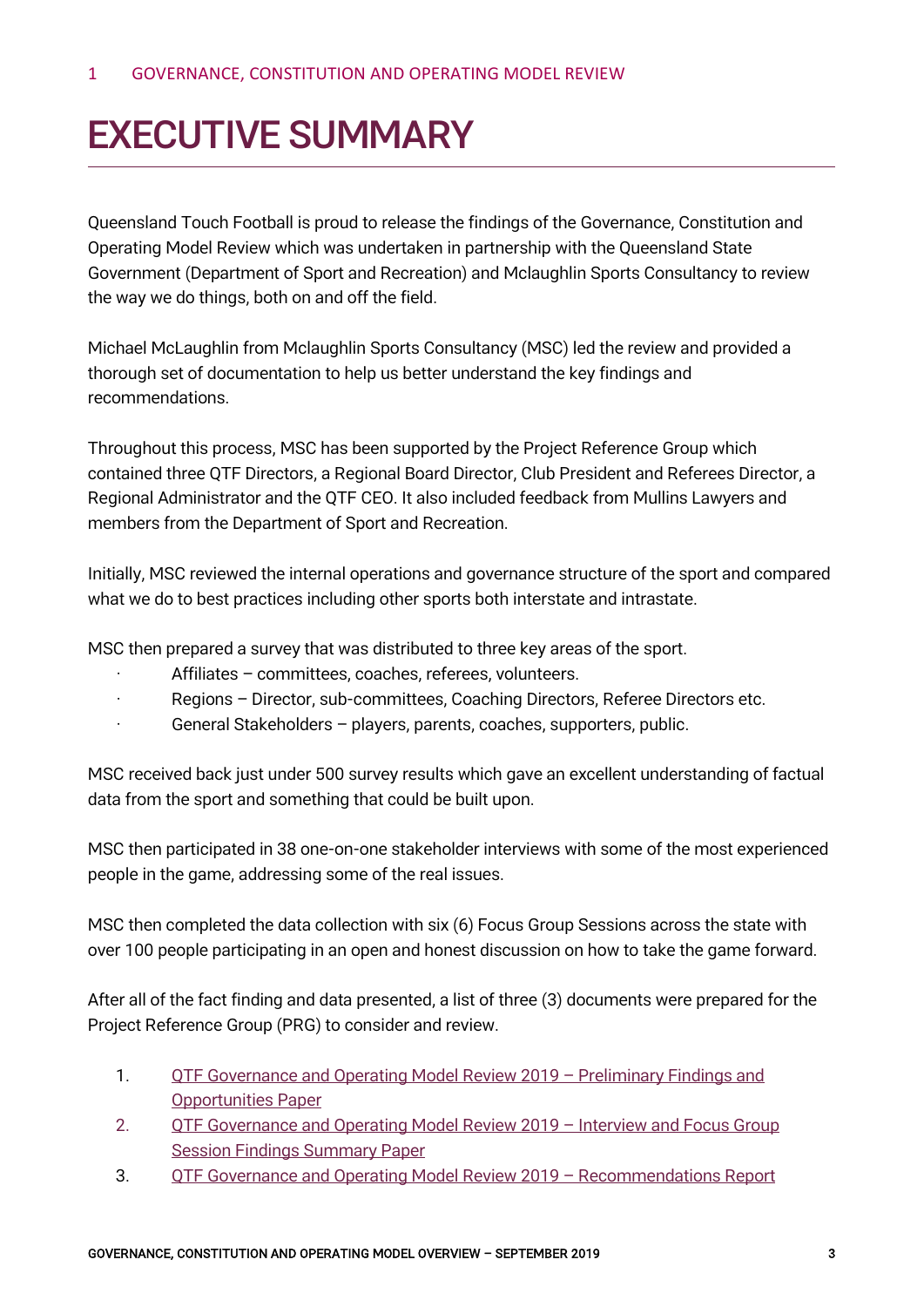1 GOVERNANCE, CONSTITUTION AND OPERATING MODEL REVIEW

# EXECUTIVE SUMMARY

Queensland Touch Football is proud to release the findings of the Governance, Constitution and Operating Model Review which was undertaken in partnership with the Queensland State Government (Department of Sport and Recreation) and Mclaughlin Sports Consultancy to review the way we do things, both on and off the field.

Michael McLaughlin from Mclaughlin Sports Consultancy (MSC) led the review and provided a thorough set of documentation to help us better understand the key findings and recommendations.

Throughout this process, MSC has been supported by the Project Reference Group which contained three QTF Directors, a Regional Board Director, Club President and Referees Director, a Regional Administrator and the QTF CEO. It also included feedback from Mullins Lawyers and members from the Department of Sport and Recreation.

Initially, MSC reviewed the internal operations and governance structure of the sport and compared what we do to best practices including other sports both interstate and intrastate.

MSC then prepared a survey that was distributed to three key areas of the sport.

- Affiliates – committees, coaches, referees, volunteers.
- Regions – Director, sub-committees, Coaching Directors, Referee Directors etc.
- General Stakeholders – players, parents, coaches, supporters, public.

MSC received back just under 500 survey results which gave an excellent understanding of factual data from the sport and something that could be built upon.

MSC then participated in 38 one-on-one stakeholder interviews with some of the most experienced people in the game, addressing some of the real issues.

MSC then completed the data collection with six (6) Focus Group Sessions across the state with over 100 people participating in an open and honest discussion on how to take the game forward.

After all of the fact finding and data presented, a list of three (3) documents were prepared for the Project Reference Group (PRG) to consider and review.

1. QTF Governance and Operating Model Review 2019 – Preliminary Findings and Opportunities Paper
2. QTF Governance and Operating Model Review 2019 – Interview and Focus Group Session Findings Summary Paper
3. QTF Governance and Operating Model Review 2019 – Recommendations Report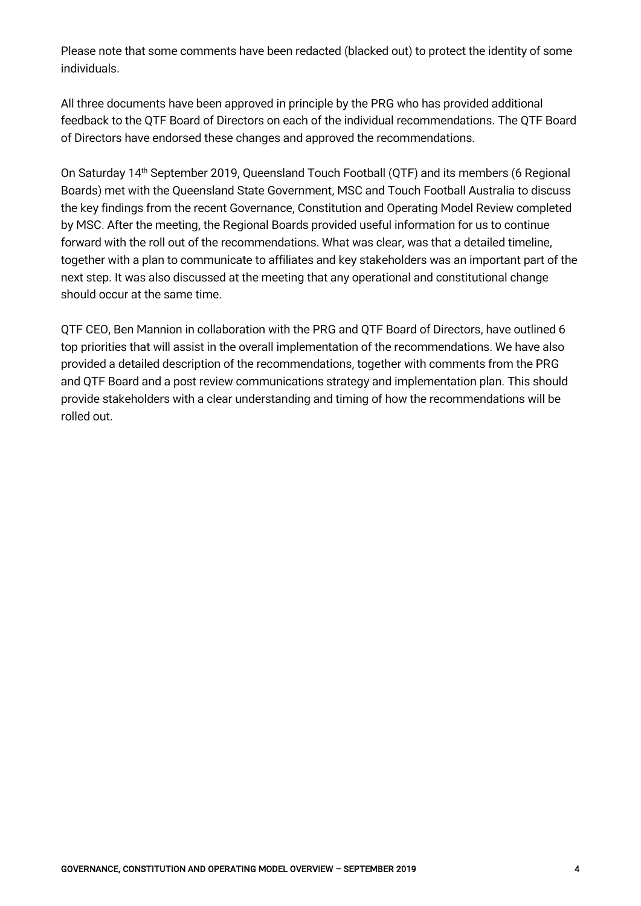Please note that some comments have been redacted (blacked out) to protect the identity of some individuals.

All three documents have been approved in principle by the PRG who has provided additional feedback to the QTF Board of Directors on each of the individual recommendations. The QTF Board of Directors have endorsed these changes and approved the recommendations.

On Saturday 14th September 2019, Queensland Touch Football (QTF) and its members (6 Regional Boards) met with the Queensland State Government, MSC and Touch Football Australia to discuss the key findings from the recent Governance, Constitution and Operating Model Review completed by MSC. After the meeting, the Regional Boards provided useful information for us to continue forward with the roll out of the recommendations. What was clear, was that a detailed timeline, together with a plan to communicate to affiliates and key stakeholders was an important part of the next step. It was also discussed at the meeting that any operational and constitutional change should occur at the same time.

QTF CEO, Ben Mannion in collaboration with the PRG and QTF Board of Directors, have outlined 6 top priorities that will assist in the overall implementation of the recommendations. We have also provided a detailed description of the recommendations, together with comments from the PRG and QTF Board and a post review communications strategy and implementation plan. This should provide stakeholders with a clear understanding and timing of how the recommendations will be rolled out.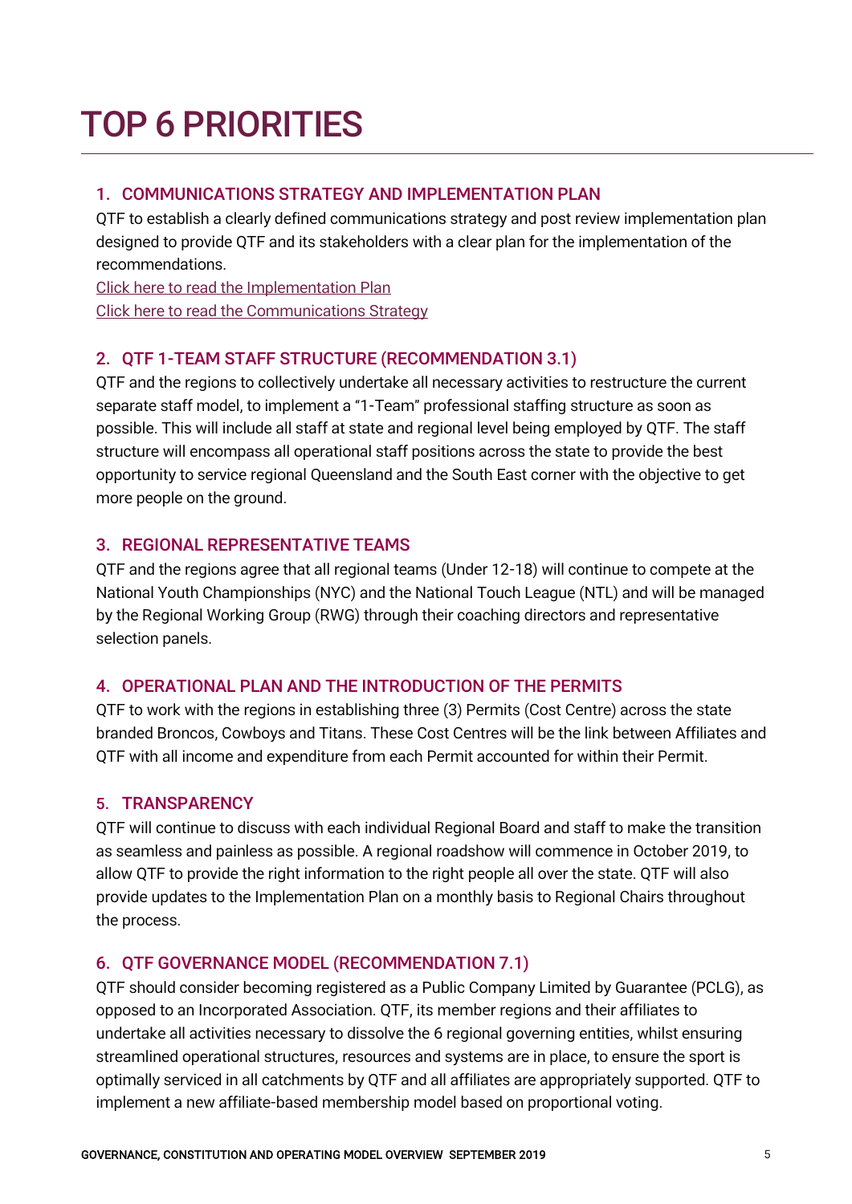# TOP 6 PRIORITIES

### 1. COMMUNICATIONS STRATEGY AND IMPLEMENTATION PLAN

QTF to establish a clearly defined communications strategy and post review implementation plan designed to provide QTF and its stakeholders with a clear plan for the implementation of the recommendations.

Click here to read the Implementation Plan

Click here to read the Communications Strategy

### 2. QTF 1-TEAM STAFF STRUCTURE (RECOMMENDATION 3.1)

QTF and the regions to collectively undertake all necessary activities to restructure the current separate staff model, to implement a "1-Team" professional staffing structure as soon as possible. This will include all staff at state and regional level being employed by QTF. The staff structure will encompass all operational staff positions across the state to provide the best opportunity to service regional Queensland and the South East corner with the objective to get more people on the ground.

### 3. REGIONAL REPRESENTATIVE TEAMS

QTF and the regions agree that all regional teams (Under 12-18) will continue to compete at the National Youth Championships (NYC) and the National Touch League (NTL) and will be managed by the Regional Working Group (RWG) through their coaching directors and representative selection panels.

### 4. OPERATIONAL PLAN AND THE INTRODUCTION OF THE PERMITS

QTF to work with the regions in establishing three (3) Permits (Cost Centre) across the state branded Broncos, Cowboys and Titans. These Cost Centres will be the link between Affiliates and QTF with all income and expenditure from each Permit accounted for within their Permit.

### 5. TRANSPARENCY

QTF will continue to discuss with each individual Regional Board and staff to make the transition as seamless and painless as possible. A regional roadshow will commence in October 2019, to allow QTF to provide the right information to the right people all over the state. QTF will also provide updates to the Implementation Plan on a monthly basis to Regional Chairs throughout the process.

### 6. QTF GOVERNANCE MODEL (RECOMMENDATION 7.1)

QTF should consider becoming registered as a Public Company Limited by Guarantee (PCLG), as opposed to an Incorporated Association. QTF, its member regions and their affiliates to undertake all activities necessary to dissolve the 6 regional governing entities, whilst ensuring streamlined operational structures, resources and systems are in place, to ensure the sport is optimally serviced in all catchments by QTF and all affiliates are appropriately supported. QTF to implement a new affiliate-based membership model based on proportional voting.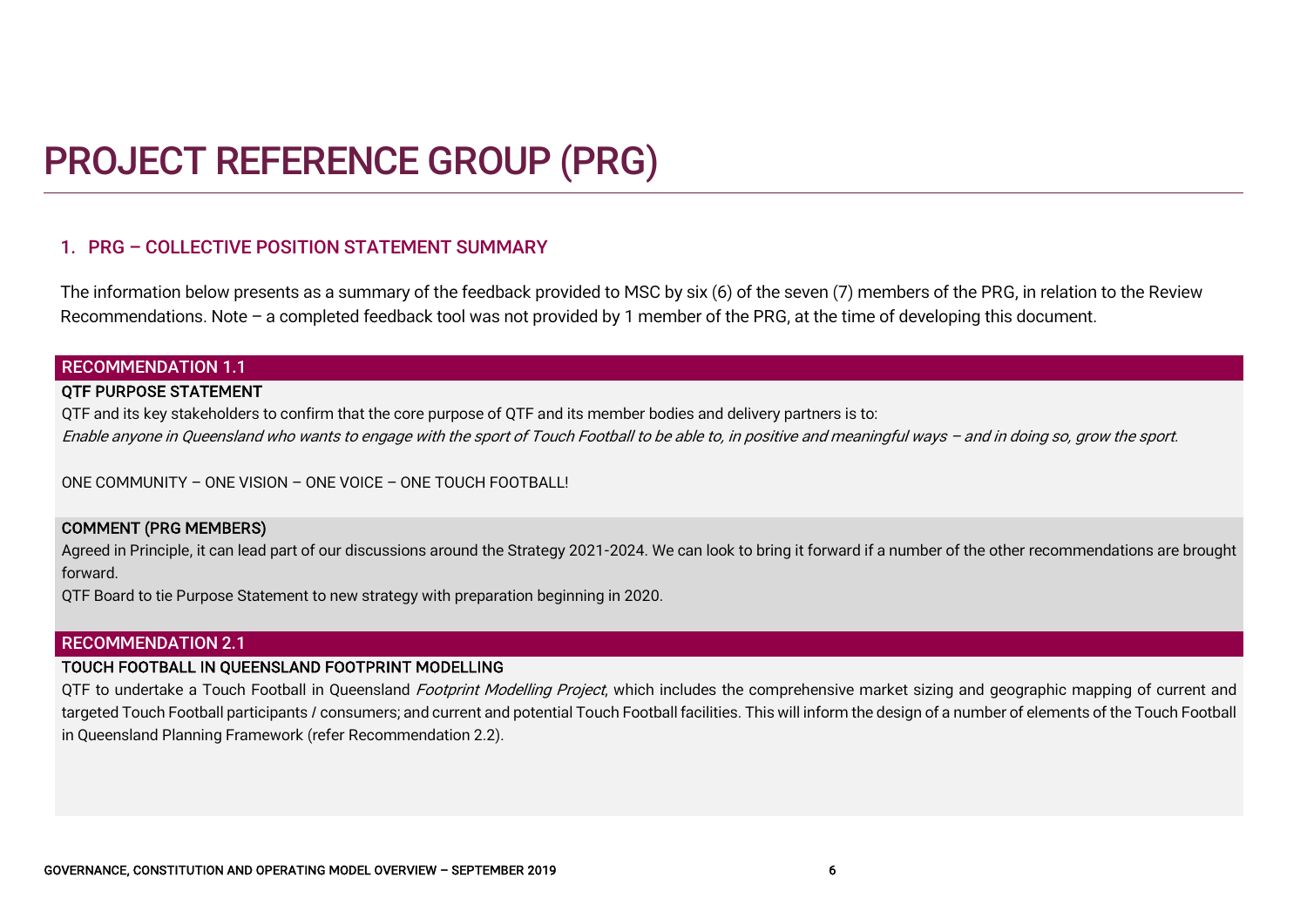# PROJECT REFERENCE GROUP (PRG)

## 1. PRG – COLLECTIVE POSITION STATEMENT SUMMARY

The information below presents as a summary of the feedback provided to MSC by six (6) of the seven (7) members of the PRG, in relation to the Review Recommendations. Note – a completed feedback tool was not provided by 1 member of the PRG, at the time of developing this document.

### RECOMMENDATION 1.1

**QTF PURPOSE STATEMENT**

QTF and its key stakeholders to confirm that the core purpose of QTF and its member bodies and delivery partners is to:

*Enable anyone in Queensland who wants to engage with the sport of Touch Football to be able to, in positive and meaningful ways – and in doing so, grow the sport.*

ONE COMMUNITY – ONE VISION – ONE VOICE – ONE TOUCH FOOTBALL!

**COMMENT (PRG MEMBERS)**

Agreed in Principle, it can lead part of our discussions around the Strategy 2021-2024. We can look to bring it forward if a number of the other recommendations are brought forward.

QTF Board to tie Purpose Statement to new strategy with preparation beginning in 2020.

### RECOMMENDATION 2.1

**TOUCH FOOTBALL IN QUEENSLAND FOOTPRINT MODELLING**

QTF to undertake a Touch Football in Queensland *Footprint Modelling Project*, which includes the comprehensive market sizing and geographic mapping of current and targeted Touch Football participants / consumers; and current and potential Touch Football facilities. This will inform the design of a number of elements of the Touch Football in Queensland Planning Framework (refer Recommendation 2.2).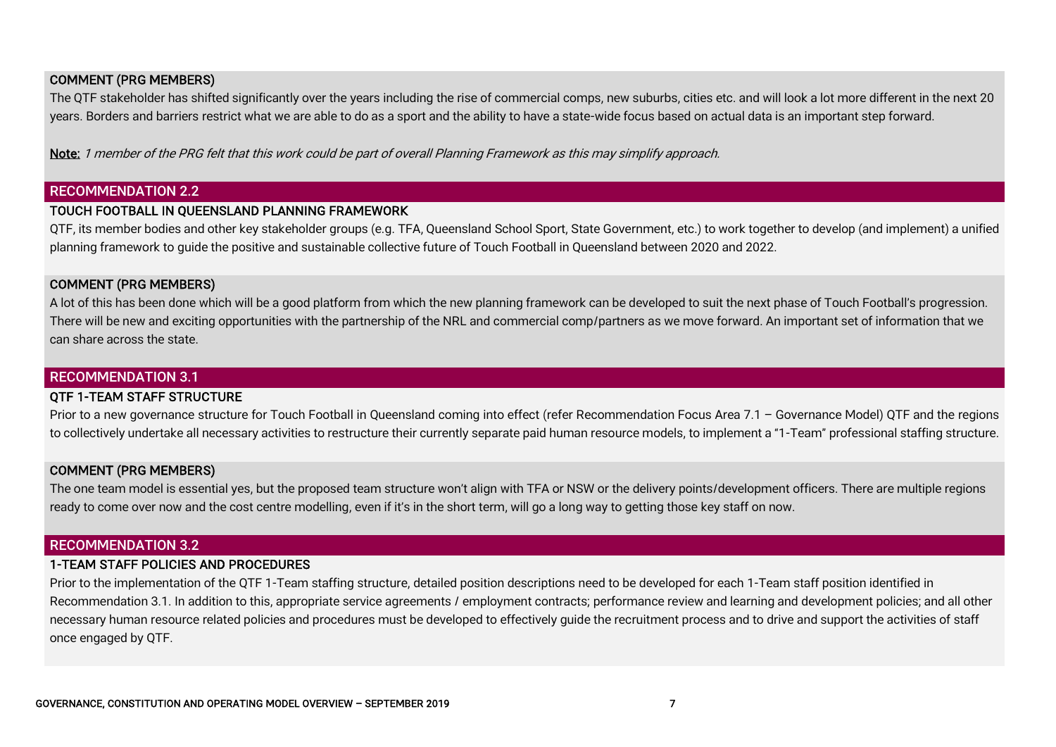**COMMENT (PRG MEMBERS)**

The QTF stakeholder has shifted significantly over the years including the rise of commercial comps, new suburbs, cities etc. and will look a lot more different in the next 20 years. Borders and barriers restrict what we are able to do as a sport and the ability to have a state-wide focus based on actual data is an important step forward.

**Note:** *1 member of the PRG felt that this work could be part of overall Planning Framework as this may simplify approach.*

## RECOMMENDATION 2.2

### TOUCH FOOTBALL IN QUEENSLAND PLANNING FRAMEWORK

QTF, its member bodies and other key stakeholder groups (e.g. TFA, Queensland School Sport, State Government, etc.) to work together to develop (and implement) a unified planning framework to guide the positive and sustainable collective future of Touch Football in Queensland between 2020 and 2022.

**COMMENT (PRG MEMBERS)**

A lot of this has been done which will be a good platform from which the new planning framework can be developed to suit the next phase of Touch Football's progression. There will be new and exciting opportunities with the partnership of the NRL and commercial comp/partners as we move forward. An important set of information that we can share across the state.

## RECOMMENDATION 3.1

### QTF 1-TEAM STAFF STRUCTURE

Prior to a new governance structure for Touch Football in Queensland coming into effect (refer Recommendation Focus Area 7.1 – Governance Model) QTF and the regions to collectively undertake all necessary activities to restructure their currently separate paid human resource models, to implement a "1-Team" professional staffing structure.

**COMMENT (PRG MEMBERS)**

The one team model is essential yes, but the proposed team structure won't align with TFA or NSW or the delivery points/development officers. There are multiple regions ready to come over now and the cost centre modelling, even if it's in the short term, will go a long way to getting those key staff on now.

## RECOMMENDATION 3.2

### 1-TEAM STAFF POLICIES AND PROCEDURES

Prior to the implementation of the QTF 1-Team staffing structure, detailed position descriptions need to be developed for each 1-Team staff position identified in Recommendation 3.1. In addition to this, appropriate service agreements / employment contracts; performance review and learning and development policies; and all other necessary human resource related policies and procedures must be developed to effectively guide the recruitment process and to drive and support the activities of staff once engaged by QTF.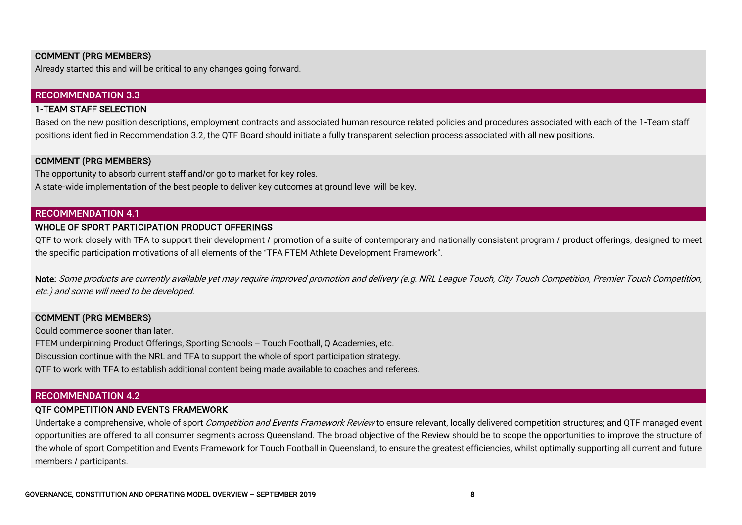**COMMENT (PRG MEMBERS)**

Already started this and will be critical to any changes going forward.

## RECOMMENDATION 3.3

### 1-TEAM STAFF SELECTION

Based on the new position descriptions, employment contracts and associated human resource related policies and procedures associated with each of the 1-Team staff positions identified in Recommendation 3.2, the QTF Board should initiate a fully transparent selection process associated with all <u>new</u> positions.

**COMMENT (PRG MEMBERS)**

The opportunity to absorb current staff and/or go to market for key roles.

A state-wide implementation of the best people to deliver key outcomes at ground level will be key.

## RECOMMENDATION 4.1

### WHOLE OF SPORT PARTICIPATION PRODUCT OFFERINGS

QTF to work closely with TFA to support their development / promotion of a suite of contemporary and nationally consistent program / product offerings, designed to meet the specific participation motivations of all elements of the "TFA FTEM Athlete Development Framework".

<u>Note:</u> *Some products are currently available yet may require improved promotion and delivery (e.g. NRL League Touch, City Touch Competition, Premier Touch Competition, etc.) and some will need to be developed.*

**COMMENT (PRG MEMBERS)**

Could commence sooner than later.

FTEM underpinning Product Offerings, Sporting Schools – Touch Football, Q Academies, etc.

Discussion continue with the NRL and TFA to support the whole of sport participation strategy.

QTF to work with TFA to establish additional content being made available to coaches and referees.

## RECOMMENDATION 4.2

### QTF COMPETITION AND EVENTS FRAMEWORK

Undertake a comprehensive, whole of sport *Competition and Events Framework Review* to ensure relevant, locally delivered competition structures; and QTF managed event opportunities are offered to <u>all</u> consumer segments across Queensland. The broad objective of the Review should be to scope the opportunities to improve the structure of the whole of sport Competition and Events Framework for Touch Football in Queensland, to ensure the greatest efficiencies, whilst optimally supporting all current and future members / participants.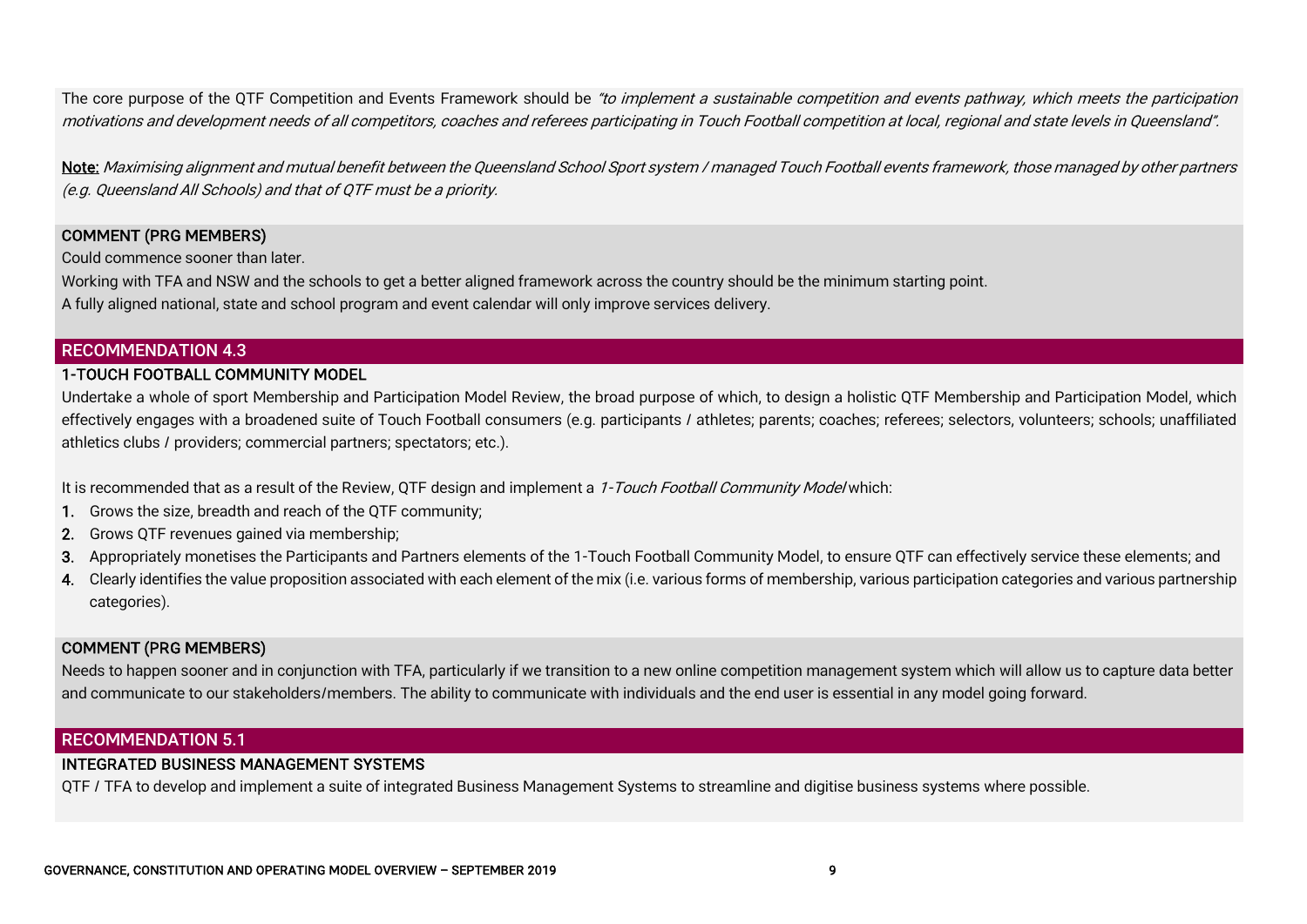The core purpose of the QTF Competition and Events Framework should be *"to implement a sustainable competition and events pathway, which meets the participation motivations and development needs of all competitors, coaches and referees participating in Touch Football competition at local, regional and state levels in Queensland".*

**Note:** *Maximising alignment and mutual benefit between the Queensland School Sport system / managed Touch Football events framework, those managed by other partners (e.g. Queensland All Schools) and that of QTF must be a priority.*

**COMMENT (PRG MEMBERS)**

Could commence sooner than later.

Working with TFA and NSW and the schools to get a better aligned framework across the country should be the minimum starting point.

A fully aligned national, state and school program and event calendar will only improve services delivery.

## RECOMMENDATION 4.3

### 1-TOUCH FOOTBALL COMMUNITY MODEL

Undertake a whole of sport Membership and Participation Model Review, the broad purpose of which, to design a holistic QTF Membership and Participation Model, which effectively engages with a broadened suite of Touch Football consumers (e.g. participants / athletes; parents; coaches; referees; selectors, volunteers; schools; unaffiliated athletics clubs / providers; commercial partners; spectators; etc.).

It is recommended that as a result of the Review, QTF design and implement a *1-Touch Football Community Model* which:

1. Grows the size, breadth and reach of the QTF community;
2. Grows QTF revenues gained via membership;
3. Appropriately monetises the Participants and Partners elements of the 1-Touch Football Community Model, to ensure QTF can effectively service these elements; and
4. Clearly identifies the value proposition associated with each element of the mix (i.e. various forms of membership, various participation categories and various partnership categories).

**COMMENT (PRG MEMBERS)**

Needs to happen sooner and in conjunction with TFA, particularly if we transition to a new online competition management system which will allow us to capture data better and communicate to our stakeholders/members. The ability to communicate with individuals and the end user is essential in any model going forward.

## RECOMMENDATION 5.1

### INTEGRATED BUSINESS MANAGEMENT SYSTEMS

QTF / TFA to develop and implement a suite of integrated Business Management Systems to streamline and digitise business systems where possible.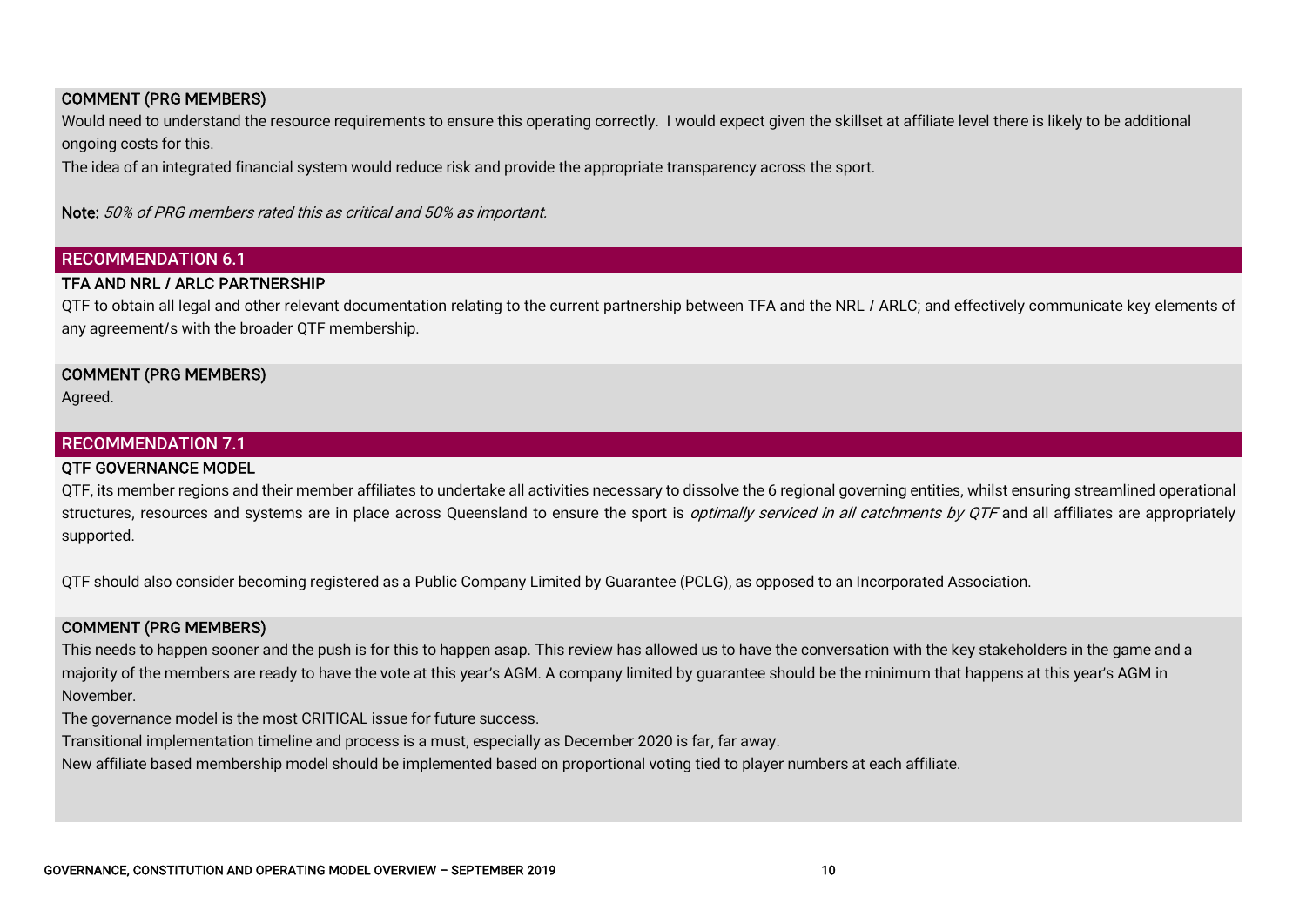#### COMMENT (PRG MEMBERS)

Would need to understand the resource requirements to ensure this operating correctly. I would expect given the skillset at affiliate level there is likely to be additional ongoing costs for this.

The idea of an integrated financial system would reduce risk and provide the appropriate transparency across the sport.

**Note:** *50% of PRG members rated this as critical and 50% as important.*

## RECOMMENDATION 6.1

### TFA AND NRL / ARLC PARTNERSHIP

QTF to obtain all legal and other relevant documentation relating to the current partnership between TFA and the NRL / ARLC; and effectively communicate key elements of any agreement/s with the broader QTF membership.

#### COMMENT (PRG MEMBERS)

Agreed.

## RECOMMENDATION 7.1

### QTF GOVERNANCE MODEL

QTF, its member regions and their member affiliates to undertake all activities necessary to dissolve the 6 regional governing entities, whilst ensuring streamlined operational structures, resources and systems are in place across Queensland to ensure the sport is *optimally serviced in all catchments by QTF* and all affiliates are appropriately supported.

QTF should also consider becoming registered as a Public Company Limited by Guarantee (PCLG), as opposed to an Incorporated Association.

#### COMMENT (PRG MEMBERS)

This needs to happen sooner and the push is for this to happen asap. This review has allowed us to have the conversation with the key stakeholders in the game and a majority of the members are ready to have the vote at this year's AGM. A company limited by guarantee should be the minimum that happens at this year's AGM in November.

The governance model is the most CRITICAL issue for future success.

Transitional implementation timeline and process is a must, especially as December 2020 is far, far away.

New affiliate based membership model should be implemented based on proportional voting tied to player numbers at each affiliate.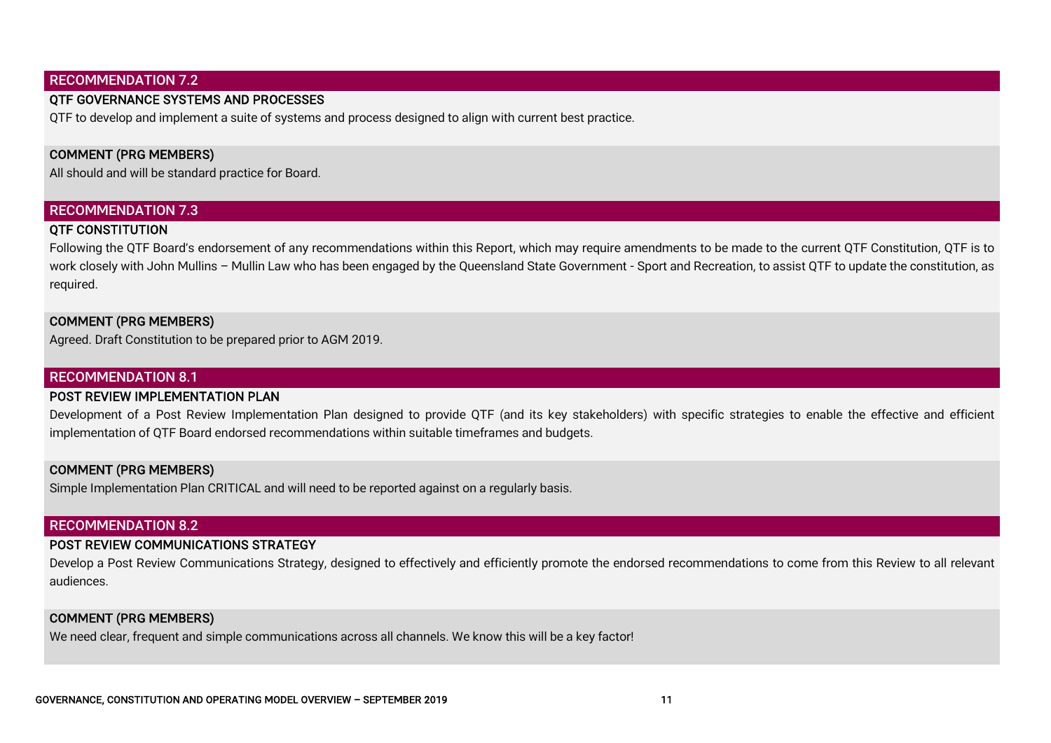## RECOMMENDATION 7.2

### QTF GOVERNANCE SYSTEMS AND PROCESSES

QTF to develop and implement a suite of systems and process designed to align with current best practice.

### COMMENT (PRG MEMBERS)

All should and will be standard practice for Board.

## RECOMMENDATION 7.3

### QTF CONSTITUTION

Following the QTF Board's endorsement of any recommendations within this Report, which may require amendments to be made to the current QTF Constitution, QTF is to work closely with John Mullins – Mullin Law who has been engaged by the Queensland State Government - Sport and Recreation, to assist QTF to update the constitution, as required.

### COMMENT (PRG MEMBERS)

Agreed. Draft Constitution to be prepared prior to AGM 2019.

## RECOMMENDATION 8.1

### POST REVIEW IMPLEMENTATION PLAN

Development of a Post Review Implementation Plan designed to provide QTF (and its key stakeholders) with specific strategies to enable the effective and efficient implementation of QTF Board endorsed recommendations within suitable timeframes and budgets.

### COMMENT (PRG MEMBERS)

Simple Implementation Plan CRITICAL and will need to be reported against on a regularly basis.

## RECOMMENDATION 8.2

### POST REVIEW COMMUNICATIONS STRATEGY

Develop a Post Review Communications Strategy, designed to effectively and efficiently promote the endorsed recommendations to come from this Review to all relevant audiences.

### COMMENT (PRG MEMBERS)

We need clear, frequent and simple communications across all channels. We know this will be a key factor!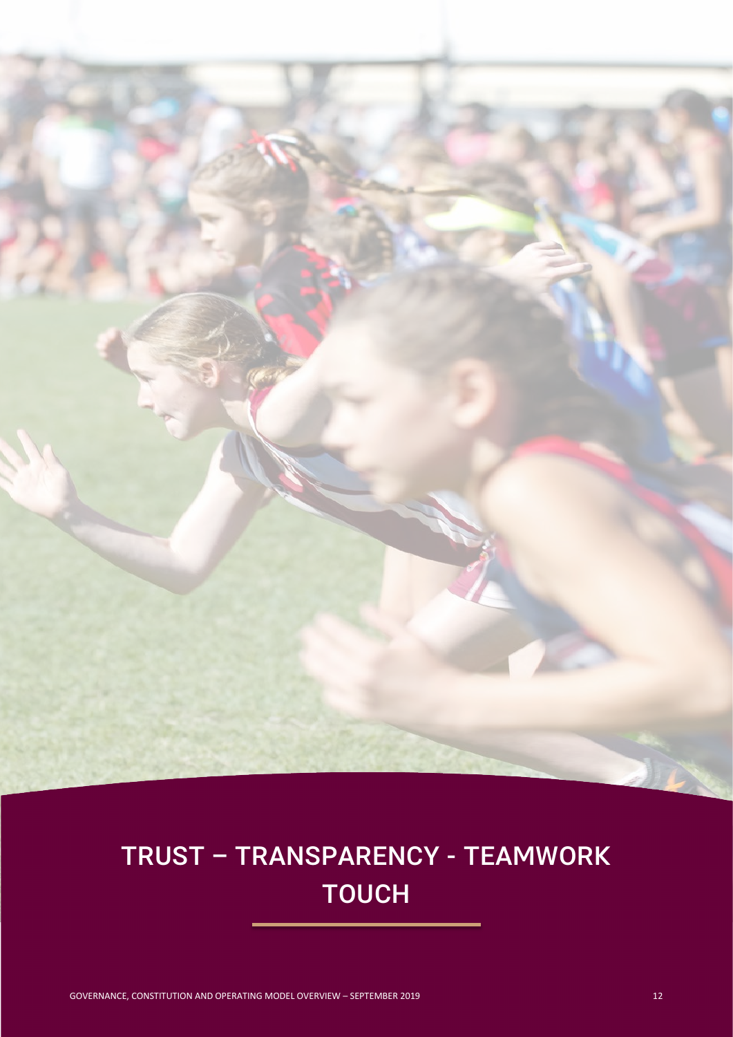# TRUST – TRANSPARENCY - TEAMWORK TOUCH